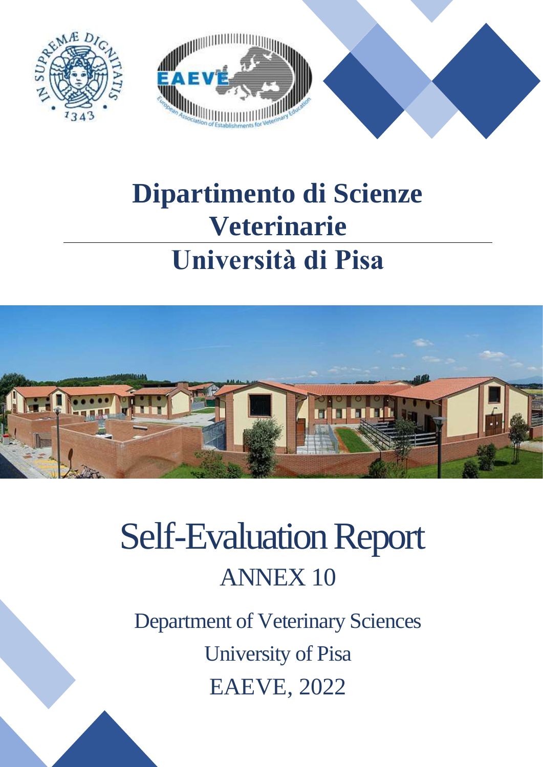# Dipartimento di Scienze Veterinarie

# Università di Pisa

# Self-Evaluation Report

## ANNEX 10

Department of Veterinary Sciences

University of Pisa

EAEVE, 2022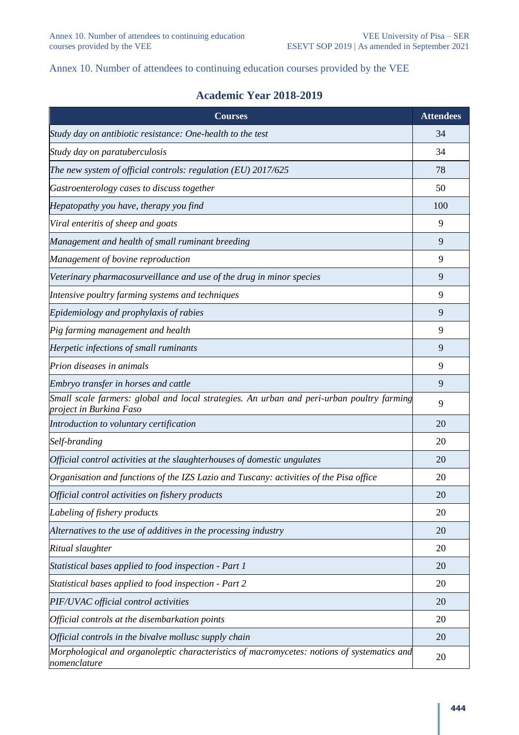Annex 10. Number of attendees to continuing education courses provided by the VEE

## Academic Year 2018-2019

| Courses | Attendees |
|---|---|
| *Study day on antibiotic resistance: One-health to the test* | 34 |
| *Study day on paratuberculosis* | 34 |
| *The new system of official controls: regulation (EU) 2017/625* | 78 |
| *Gastroenterology cases to discuss together* | 50 |
| *Hepatopathy you have, therapy you find* | 100 |
| *Viral enteritis of sheep and goats* | 9 |
| *Management and health of small ruminant breeding* | 9 |
| *Management of bovine reproduction* | 9 |
| *Veterinary pharmacosurveillance and use of the drug in minor species* | 9 |
| *Intensive poultry farming systems and techniques* | 9 |
| *Epidemiology and prophylaxis of rabies* | 9 |
| *Pig farming management and health* | 9 |
| *Herpetic infections of small ruminants* | 9 |
| *Prion diseases in animals* | 9 |
| *Embryo transfer in horses and cattle* | 9 |
| *Small scale farmers: global and local strategies. An urban and peri-urban poultry farming project in Burkina Faso* | 9 |
| *Introduction to voluntary certification* | 20 |
| *Self-branding* | 20 |
| *Official control activities at the slaughterhouses of domestic ungulates* | 20 |
| *Organisation and functions of the IZS Lazio and Tuscany: activities of the Pisa office* | 20 |
| *Official control activities on fishery products* | 20 |
| *Labeling of fishery products* | 20 |
| *Alternatives to the use of additives in the processing industry* | 20 |
| *Ritual slaughter* | 20 |
| *Statistical bases applied to food inspection - Part 1* | 20 |
| *Statistical bases applied to food inspection - Part 2* | 20 |
| *PIF/UVAC official control activities* | 20 |
| *Official controls at the disembarkation points* | 20 |
| *Official controls in the bivalve mollusc supply chain* | 20 |
| *Morphological and organoleptic characteristics of macromycetes: notions of systematics and nomenclature* | 20 |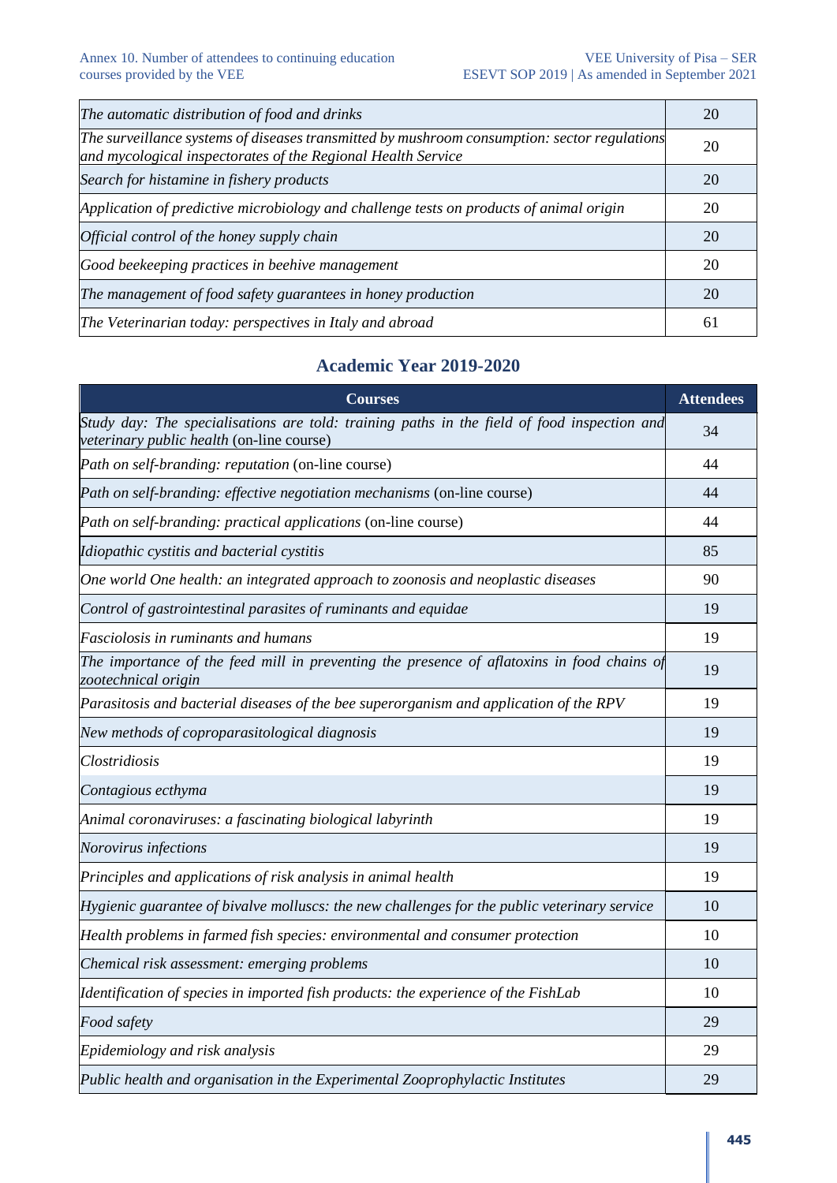| | |
|---|---|
| *The automatic distribution of food and drinks* | 20 |
| *The surveillance systems of diseases transmitted by mushroom consumption: sector regulations and mycological inspectorates of the Regional Health Service* | 20 |
| *Search for histamine in fishery products* | 20 |
| *Application of predictive microbiology and challenge tests on products of animal origin* | 20 |
| *Official control of the honey supply chain* | 20 |
| *Good beekeeping practices in beehive management* | 20 |
| *The management of food safety guarantees in honey production* | 20 |
| *The Veterinarian today: perspectives in Italy and abroad* | 61 |

## Academic Year 2019-2020

| Courses | Attendees |
|---|---|
| *Study day: The specialisations are told: training paths in the field of food inspection and veterinary public health* (on-line course) | 34 |
| *Path on self-branding: reputation* (on-line course) | 44 |
| *Path on self-branding: effective negotiation mechanisms* (on-line course) | 44 |
| *Path on self-branding: practical applications* (on-line course) | 44 |
| *Idiopathic cystitis and bacterial cystitis* | 85 |
| *One world One health: an integrated approach to zoonosis and neoplastic diseases* | 90 |
| *Control of gastrointestinal parasites of ruminants and equidae* | 19 |
| *Fasciolosis in ruminants and humans* | 19 |
| *The importance of the feed mill in preventing the presence of aflatoxins in food chains of zootechnical origin* | 19 |
| *Parasitosis and bacterial diseases of the bee superorganism and application of the RPV* | 19 |
| *New methods of coproparasitological diagnosis* | 19 |
| *Clostridiosis* | 19 |
| *Contagious ecthyma* | 19 |
| *Animal coronaviruses: a fascinating biological labyrinth* | 19 |
| *Norovirus infections* | 19 |
| *Principles and applications of risk analysis in animal health* | 19 |
| *Hygienic guarantee of bivalve molluscs: the new challenges for the public veterinary service* | 10 |
| *Health problems in farmed fish species: environmental and consumer protection* | 10 |
| *Chemical risk assessment: emerging problems* | 10 |
| *Identification of species in imported fish products: the experience of the FishLab* | 10 |
| *Food safety* | 29 |
| *Epidemiology and risk analysis* | 29 |
| *Public health and organisation in the Experimental Zooprophylactic Institutes* | 29 |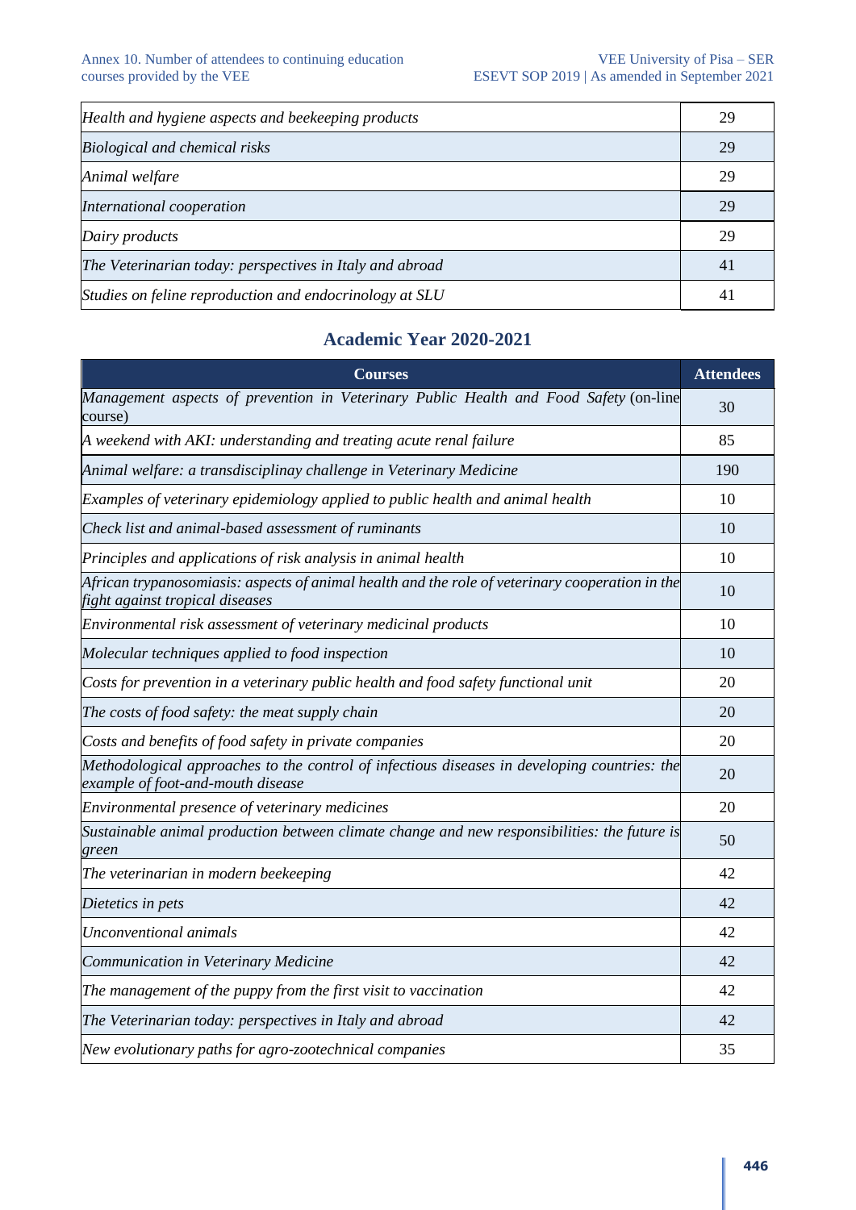| | |
|---|---|
| *Health and hygiene aspects and beekeeping products* | 29 |
| *Biological and chemical risks* | 29 |
| *Animal welfare* | 29 |
| *International cooperation* | 29 |
| *Dairy products* | 29 |
| *The Veterinarian today: perspectives in Italy and abroad* | 41 |
| *Studies on feline reproduction and endocrinology at SLU* | 41 |

## Academic Year 2020-2021

| Courses | Attendees |
|---|---|
| *Management aspects of prevention in Veterinary Public Health and Food Safety* (on-line course) | 30 |
| *A weekend with AKI: understanding and treating acute renal failure* | 85 |
| *Animal welfare: a transdisciplinay challenge in Veterinary Medicine* | 190 |
| *Examples of veterinary epidemiology applied to public health and animal health* | 10 |
| *Check list and animal-based assessment of ruminants* | 10 |
| *Principles and applications of risk analysis in animal health* | 10 |
| *African trypanosomiasis: aspects of animal health and the role of veterinary cooperation in the fight against tropical diseases* | 10 |
| *Environmental risk assessment of veterinary medicinal products* | 10 |
| *Molecular techniques applied to food inspection* | 10 |
| *Costs for prevention in a veterinary public health and food safety functional unit* | 20 |
| *The costs of food safety: the meat supply chain* | 20 |
| *Costs and benefits of food safety in private companies* | 20 |
| *Methodological approaches to the control of infectious diseases in developing countries: the example of foot-and-mouth disease* | 20 |
| *Environmental presence of veterinary medicines* | 20 |
| *Sustainable animal production between climate change and new responsibilities: the future is green* | 50 |
| *The veterinarian in modern beekeeping* | 42 |
| *Dietetics in pets* | 42 |
| *Unconventional animals* | 42 |
| *Communication in Veterinary Medicine* | 42 |
| *The management of the puppy from the first visit to vaccination* | 42 |
| *The Veterinarian today: perspectives in Italy and abroad* | 42 |
| *New evolutionary paths for agro-zootechnical companies* | 35 |